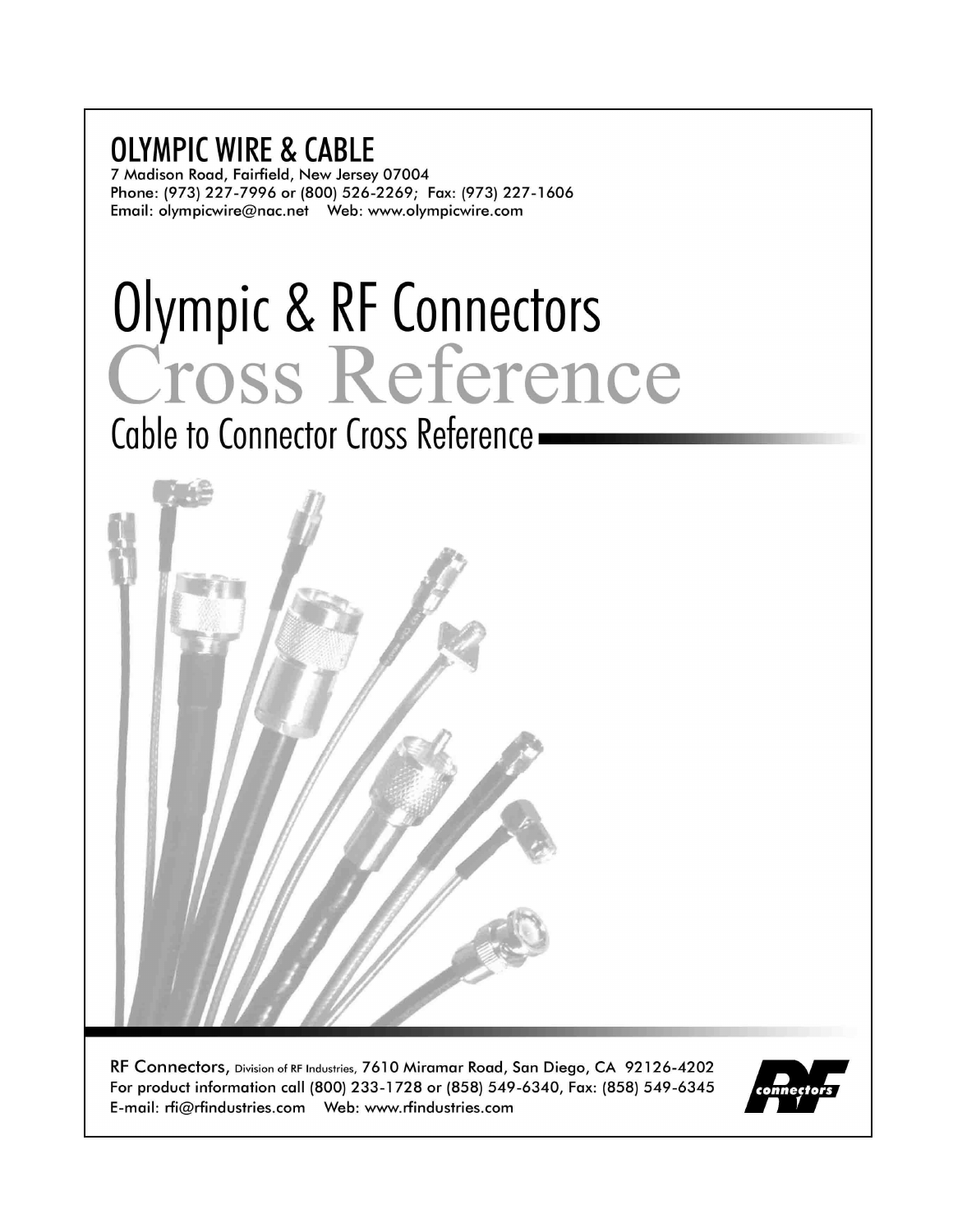# OLYMPIC WIRE & CABLE

7 Madison Road, Fairfield, New Jersey 07004
Phone: (973) 227-7996 or (800) 526-2269; Fax: (973) 227-1606
Email: olympicwire@nac.net Web: www.olympicwire.com

# Olympic & RF Connectors Cross Reference

## Cable to Connector Cross Reference

RF Connectors, Division of RF Industries, 7610 Miramar Road, San Diego, CA 92126-4202
For product information call (800) 233-1728 or (858) 549-6340, Fax: (858) 549-6345
E-mail: rfi@rfindustries.com Web: www.rfindustries.com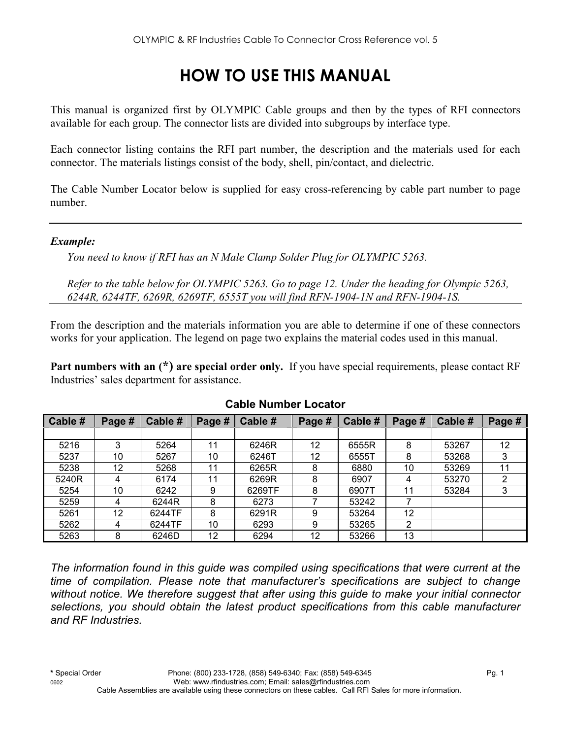# HOW TO USE THIS MANUAL

This manual is organized first by OLYMPIC Cable groups and then by the types of RFI connectors available for each group. The connector lists are divided into subgroups by interface type.

Each connector listing contains the RFI part number, the description and the materials used for each connector. The materials listings consist of the body, shell, pin/contact, and dielectric.

The Cable Number Locator below is supplied for easy cross-referencing by cable part number to page number.

---

***Example:***

*You need to know if RFI has an N Male Clamp Solder Plug for OLYMPIC 5263.*

*Refer to the table below for OLYMPIC 5263. Go to page 12. Under the heading for Olympic 5263, 6244R, 6244TF, 6269R, 6269TF, 6555T you will find RFN-1904-1N and RFN-1904-1S.*

---

From the description and the materials information you are able to determine if one of these connectors works for your application. The legend on page two explains the material codes used in this manual.

**Part numbers with an (*) are special order only.** If you have special requirements, please contact RF Industries' sales department for assistance.

**Cable Number Locator**

| Cable # | Page # | Cable # | Page # | Cable # | Page # | Cable # | Page # | Cable # | Page # |
|---|---|---|---|---|---|---|---|---|---|
| | | | | | | | | | |
| 5216 | 3 | 5264 | 11 | 6246R | 12 | 6555R | 8 | 53267 | 12 |
| 5237 | 10 | 5267 | 10 | 6246T | 12 | 6555T | 8 | 53268 | 3 |
| 5238 | 12 | 5268 | 11 | 6265R | 8 | 6880 | 10 | 53269 | 11 |
| 5240R | 4 | 6174 | 11 | 6269R | 8 | 6907 | 4 | 53270 | 2 |
| 5254 | 10 | 6242 | 9 | 6269TF | 8 | 6907T | 11 | 53284 | 3 |
| 5259 | 4 | 6244R | 8 | 6273 | 7 | 53242 | 7 | | |
| 5261 | 12 | 6244TF | 8 | 6291R | 9 | 53264 | 12 | | |
| 5262 | 4 | 6244TF | 10 | 6293 | 9 | 53265 | 2 | | |
| 5263 | 8 | 6246D | 12 | 6294 | 12 | 53266 | 13 | | |

*The information found in this guide was compiled using specifications that were current at the time of compilation. Please note that manufacturer's specifications are subject to change without notice. We therefore suggest that after using this guide to make your initial connector selections, you should obtain the latest product specifications from this cable manufacturer and RF Industries.*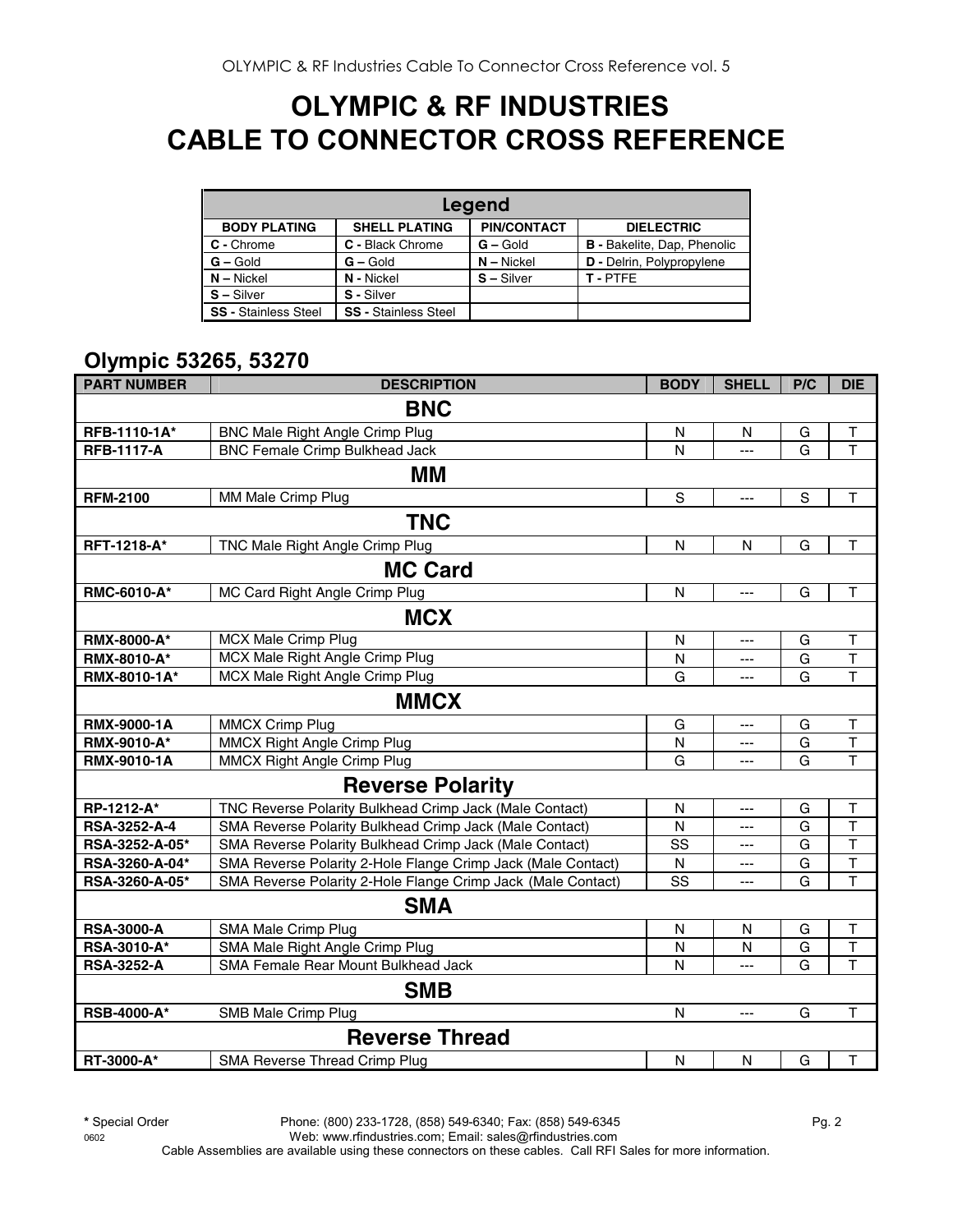# OLYMPIC & RF INDUSTRIES
# CABLE TO CONNECTOR CROSS REFERENCE

| Legend | | | |
|---|---|---|---|
| **BODY PLATING** | **SHELL PLATING** | **PIN/CONTACT** | **DIELECTRIC** |
| **C -** Chrome | **C -** Black Chrome | **G –** Gold | **B -** Bakelite, Dap, Phenolic |
| **G –** Gold | **G –** Gold | **N –** Nickel | **D -** Delrin, Polypropylene |
| **N –** Nickel | **N -** Nickel | **S –** Silver | **T -** PTFE |
| **S –** Silver | **S -** Silver | | |
| **SS -** Stainless Steel | **SS -** Stainless Steel | | |

## Olympic 53265, 53270

| PART NUMBER | DESCRIPTION | BODY | SHELL | P/C | DIE |
|---|---|---|---|---|---|
| | **BNC** | | | | |
| **RFB-1110-1A*** | BNC Male Right Angle Crimp Plug | N | N | G | T |
| **RFB-1117-A** | BNC Female Crimp Bulkhead Jack | N | --- | G | T |
| | **MM** | | | | |
| **RFM-2100** | MM Male Crimp Plug | S | --- | S | T |
| | **TNC** | | | | |
| **RFT-1218-A*** | TNC Male Right Angle Crimp Plug | N | N | G | T |
| | **MC Card** | | | | |
| **RMC-6010-A*** | MC Card Right Angle Crimp Plug | N | --- | G | T |
| | **MCX** | | | | |
| **RMX-8000-A*** | MCX Male Crimp Plug | N | --- | G | T |
| **RMX-8010-A*** | MCX Male Right Angle Crimp Plug | N | --- | G | T |
| **RMX-8010-1A*** | MCX Male Right Angle Crimp Plug | G | --- | G | T |
| | **MMCX** | | | | |
| **RMX-9000-1A** | MMCX Crimp Plug | G | --- | G | T |
| **RMX-9010-A*** | MMCX Right Angle Crimp Plug | N | --- | G | T |
| **RMX-9010-1A** | MMCX Right Angle Crimp Plug | G | --- | G | T |
| | **Reverse Polarity** | | | | |
| **RP-1212-A*** | TNC Reverse Polarity Bulkhead Crimp Jack (Male Contact) | N | --- | G | T |
| **RSA-3252-A-4** | SMA Reverse Polarity Bulkhead Crimp Jack (Male Contact) | N | --- | G | T |
| **RSA-3252-A-05*** | SMA Reverse Polarity Bulkhead Crimp Jack (Male Contact) | SS | --- | G | T |
| **RSA-3260-A-04*** | SMA Reverse Polarity 2-Hole Flange Crimp Jack (Male Contact) | N | --- | G | T |
| **RSA-3260-A-05*** | SMA Reverse Polarity 2-Hole Flange Crimp Jack (Male Contact) | SS | --- | G | T |
| | **SMA** | | | | |
| **RSA-3000-A** | SMA Male Crimp Plug | N | N | G | T |
| **RSA-3010-A*** | SMA Male Right Angle Crimp Plug | N | N | G | T |
| **RSA-3252-A** | SMA Female Rear Mount Bulkhead Jack | N | --- | G | T |
| | **SMB** | | | | |
| **RSB-4000-A*** | SMB Male Crimp Plug | N | --- | G | T |
| | **Reverse Thread** | | | | |
| **RT-3000-A*** | SMA Reverse Thread Crimp Plug | N | N | G | T |

**\*** Special Order

Phone: (800) 233-1728, (858) 549-6340; Fax: (858) 549-6345
Web: www.rfindustries.com; Email: sales@rfindustries.com
Cable Assemblies are available using these connectors on these cables. Call RFI Sales for more information.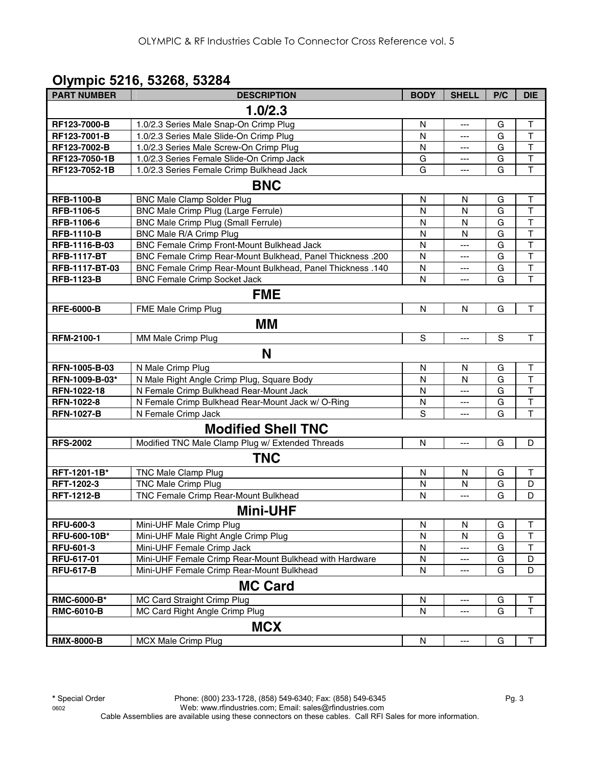## Olympic 5216, 53268, 53284

| PART NUMBER | DESCRIPTION | BODY | SHELL | P/C | DIE |
|---|---|---|---|---|---|
| **1.0/2.3** | | | | | |
| RF123-7000-B | 1.0/2.3 Series Male Snap-On Crimp Plug | N | --- | G | T |
| RF123-7001-B | 1.0/2.3 Series Male Slide-On Crimp Plug | N | --- | G | T |
| RF123-7002-B | 1.0/2.3 Series Male Screw-On Crimp Plug | N | --- | G | T |
| RF123-7050-1B | 1.0/2.3 Series Female Slide-On Crimp Jack | G | --- | G | T |
| RF123-7052-1B | 1.0/2.3 Series Female Crimp Bulkhead Jack | G | --- | G | T |
| **BNC** | | | | | |
| RFB-1100-B | BNC Male Clamp Solder Plug | N | N | G | T |
| RFB-1106-5 | BNC Male Crimp Plug (Large Ferrule) | N | N | G | T |
| RFB-1106-6 | BNC Male Crimp Plug (Small Ferrule) | N | N | G | T |
| RFB-1110-B | BNC Male R/A Crimp Plug | N | N | G | T |
| RFB-1116-B-03 | BNC Female Crimp Front-Mount Bulkhead Jack | N | --- | G | T |
| RFB-1117-BT | BNC Female Crimp Rear-Mount Bulkhead, Panel Thickness .200 | N | --- | G | T |
| RFB-1117-BT-03 | BNC Female Crimp Rear-Mount Bulkhead, Panel Thickness .140 | N | --- | G | T |
| RFB-1123-B | BNC Female Crimp Socket Jack | N | --- | G | T |
| **FME** | | | | | |
| RFE-6000-B | FME Male Crimp Plug | N | N | G | T |
| **MM** | | | | | |
| RFM-2100-1 | MM Male Crimp Plug | S | --- | S | T |
| **N** | | | | | |
| RFN-1005-B-03 | N Male Crimp Plug | N | N | G | T |
| RFN-1009-B-03* | N Male Right Angle Crimp Plug, Square Body | N | N | G | T |
| RFN-1022-18 | N Female Crimp Bulkhead Rear-Mount Jack | N | --- | G | T |
| RFN-1022-8 | N Female Crimp Bulkhead Rear-Mount Jack w/ O-Ring | N | --- | G | T |
| RFN-1027-B | N Female Crimp Jack | S | --- | G | T |
| **Modified Shell TNC** | | | | | |
| RFS-2002 | Modified TNC Male Clamp Plug w/ Extended Threads | N | --- | G | D |
| **TNC** | | | | | |
| RFT-1201-1B* | TNC Male Clamp Plug | N | N | G | T |
| RFT-1202-3 | TNC Male Crimp Plug | N | N | G | D |
| RFT-1212-B | TNC Female Crimp Rear-Mount Bulkhead | N | --- | G | D |
| **Mini-UHF** | | | | | |
| RFU-600-3 | Mini-UHF Male Crimp Plug | N | N | G | T |
| RFU-600-10B* | Mini-UHF Male Right Angle Crimp Plug | N | N | G | T |
| RFU-601-3 | Mini-UHF Female Crimp Jack | N | --- | G | T |
| RFU-617-01 | Mini-UHF Female Crimp Rear-Mount Bulkhead with Hardware | N | --- | G | D |
| RFU-617-B | Mini-UHF Female Crimp Rear-Mount Bulkhead | N | --- | G | D |
| **MC Card** | | | | | |
| RMC-6000-B* | MC Card Straight Crimp Plug | N | --- | G | T |
| RMC-6010-B | MC Card Right Angle Crimp Plug | N | --- | G | T |
| **MCX** | | | | | |
| RMX-8000-B | MCX Male Crimp Plug | N | --- | G | T |

* Special Order

Phone: (800) 233-1728, (858) 549-6340; Fax: (858) 549-6345
Web: www.rfindustries.com; Email: sales@rfindustries.com
Cable Assemblies are available using these connectors on these cables. Call RFI Sales for more information.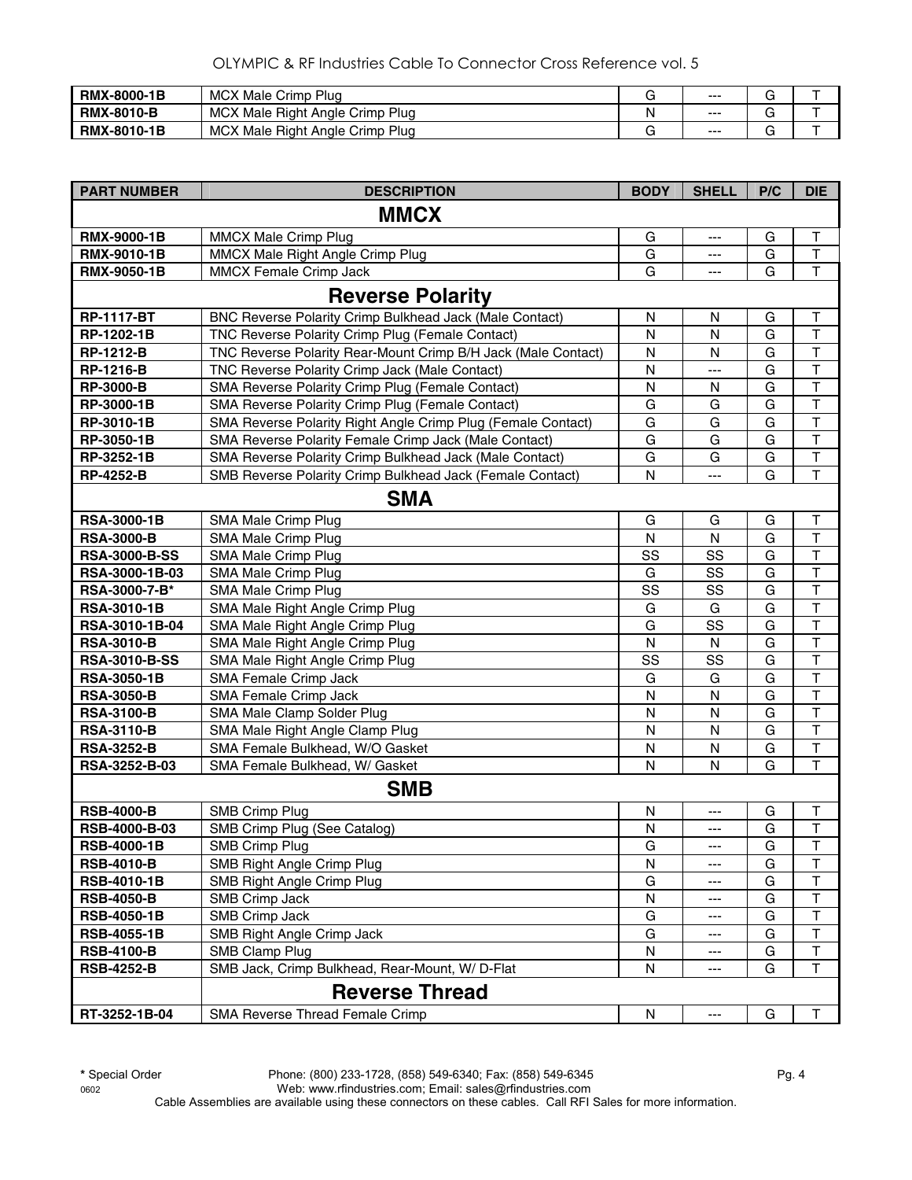| | | | | | |
|---|---|---|---|---|---|
| **RMX-8000-1B** | MCX Male Crimp Plug | G | --- | G | T |
| **RMX-8010-B** | MCX Male Right Angle Crimp Plug | N | --- | G | T |
| **RMX-8010-1B** | MCX Male Right Angle Crimp Plug | G | --- | G | T |

| PART NUMBER | DESCRIPTION | BODY | SHELL | P/C | DIE |
|---|---|---|---|---|---|
| | **MMCX** | | | | |
| **RMX-9000-1B** | MMCX Male Crimp Plug | G | --- | G | T |
| **RMX-9010-1B** | MMCX Male Right Angle Crimp Plug | G | --- | G | T |
| **RMX-9050-1B** | MMCX Female Crimp Jack | G | --- | G | T |
| | **Reverse Polarity** | | | | |
| **RP-1117-BT** | BNC Reverse Polarity Crimp Bulkhead Jack (Male Contact) | N | N | G | T |
| **RP-1202-1B** | TNC Reverse Polarity Crimp Plug (Female Contact) | N | N | G | T |
| **RP-1212-B** | TNC Reverse Polarity Rear-Mount Crimp B/H Jack (Male Contact) | N | N | G | T |
| **RP-1216-B** | TNC Reverse Polarity Crimp Jack (Male Contact) | N | --- | G | T |
| **RP-3000-B** | SMA Reverse Polarity Crimp Plug (Female Contact) | N | N | G | T |
| **RP-3000-1B** | SMA Reverse Polarity Crimp Plug (Female Contact) | G | G | G | T |
| **RP-3010-1B** | SMA Reverse Polarity Right Angle Crimp Plug (Female Contact) | G | G | G | T |
| **RP-3050-1B** | SMA Reverse Polarity Female Crimp Jack (Male Contact) | G | G | G | T |
| **RP-3252-1B** | SMA Reverse Polarity Crimp Bulkhead Jack (Male Contact) | G | G | G | T |
| **RP-4252-B** | SMB Reverse Polarity Crimp Bulkhead Jack (Female Contact) | N | --- | G | T |
| | **SMA** | | | | |
| **RSA-3000-1B** | SMA Male Crimp Plug | G | G | G | T |
| **RSA-3000-B** | SMA Male Crimp Plug | N | N | G | T |
| **RSA-3000-B-SS** | SMA Male Crimp Plug | SS | SS | G | T |
| **RSA-3000-1B-03** | SMA Male Crimp Plug | G | SS | G | T |
| **RSA-3000-7-B*** | SMA Male Crimp Plug | SS | SS | G | T |
| **RSA-3010-1B** | SMA Male Right Angle Crimp Plug | G | G | G | T |
| **RSA-3010-1B-04** | SMA Male Right Angle Crimp Plug | G | SS | G | T |
| **RSA-3010-B** | SMA Male Right Angle Crimp Plug | N | N | G | T |
| **RSA-3010-B-SS** | SMA Male Right Angle Crimp Plug | SS | SS | G | T |
| **RSA-3050-1B** | SMA Female Crimp Jack | G | G | G | T |
| **RSA-3050-B** | SMA Female Crimp Jack | N | N | G | T |
| **RSA-3100-B** | SMA Male Clamp Solder Plug | N | N | G | T |
| **RSA-3110-B** | SMA Male Right Angle Clamp Plug | N | N | G | T |
| **RSA-3252-B** | SMA Female Bulkhead, W/O Gasket | N | N | G | T |
| **RSA-3252-B-03** | SMA Female Bulkhead, W/ Gasket | N | N | G | T |
| | **SMB** | | | | |
| **RSB-4000-B** | SMB Crimp Plug | N | --- | G | T |
| **RSB-4000-B-03** | SMB Crimp Plug (See Catalog) | N | --- | G | T |
| **RSB-4000-1B** | SMB Crimp Plug | G | --- | G | T |
| **RSB-4010-B** | SMB Right Angle Crimp Plug | N | --- | G | T |
| **RSB-4010-1B** | SMB Right Angle Crimp Plug | G | --- | G | T |
| **RSB-4050-B** | SMB Crimp Jack | N | --- | G | T |
| **RSB-4050-1B** | SMB Crimp Jack | G | --- | G | T |
| **RSB-4055-1B** | SMB Right Angle Crimp Jack | G | --- | G | T |
| **RSB-4100-B** | SMB Clamp Plug | N | --- | G | T |
| **RSB-4252-B** | SMB Jack, Crimp Bulkhead, Rear-Mount, W/ D-Flat | N | --- | G | T |
| | **Reverse Thread** | | | | |
| **RT-3252-1B-04** | SMA Reverse Thread Female Crimp | N | --- | G | T |

**\*** Special Order

Phone: (800) 233-1728, (858) 549-6340; Fax: (858) 549-6345
Web: www.rfindustries.com; Email: sales@rfindustries.com
Cable Assemblies are available using these connectors on these cables. Call RFI Sales for more information.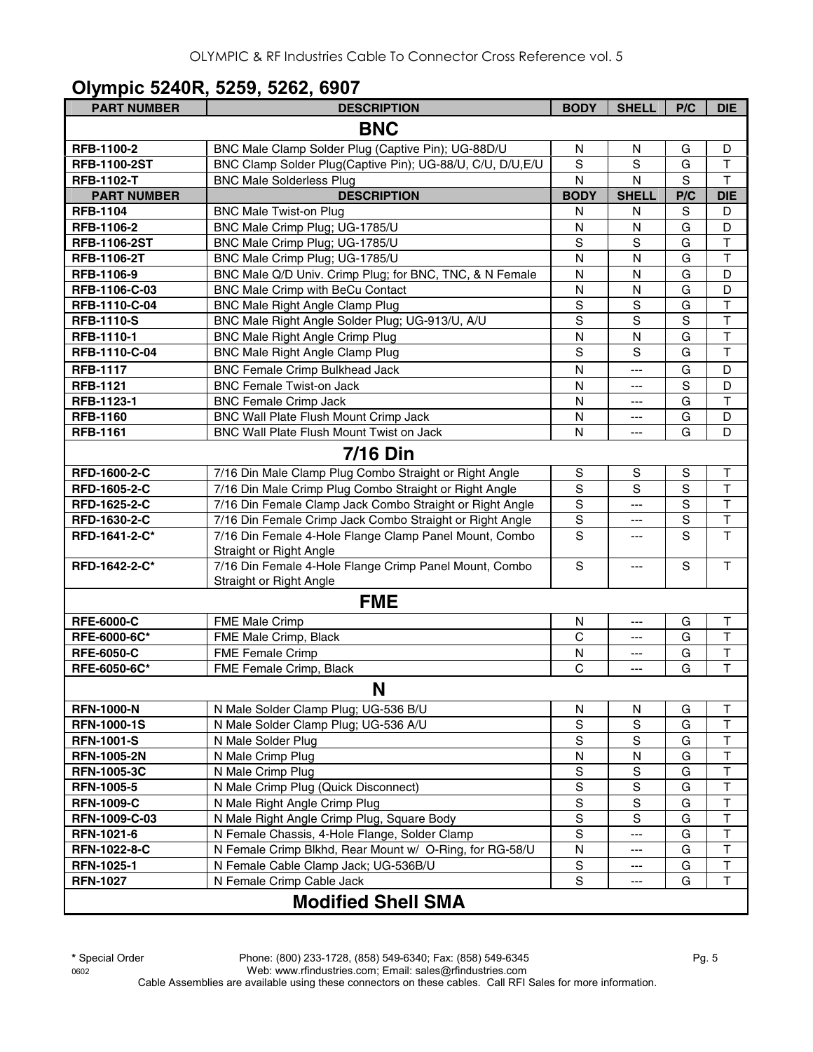## Olympic 5240R, 5259, 5262, 6907

| PART NUMBER | DESCRIPTION | BODY | SHELL | P/C | DIE |
|---|---|---|---|---|---|
| | **BNC** | | | | |
| **RFB-1100-2** | BNC Male Clamp Solder Plug (Captive Pin); UG-88D/U | N | N | G | D |
| **RFB-1100-2ST** | BNC Clamp Solder Plug(Captive Pin); UG-88/U, C/U, D/U,E/U | S | S | G | T |
| **RFB-1102-T** | BNC Male Solderless Plug | N | N | S | T |
| **PART NUMBER** | **DESCRIPTION** | **BODY** | **SHELL** | **P/C** | **DIE** |
| **RFB-1104** | BNC Male Twist-on Plug | N | N | S | D |
| **RFB-1106-2** | BNC Male Crimp Plug; UG-1785/U | N | N | G | D |
| **RFB-1106-2ST** | BNC Male Crimp Plug; UG-1785/U | S | S | G | T |
| **RFB-1106-2T** | BNC Male Crimp Plug; UG-1785/U | N | N | G | T |
| **RFB-1106-9** | BNC Male Q/D Univ. Crimp Plug; for BNC, TNC, & N Female | N | N | G | D |
| **RFB-1106-C-03** | BNC Male Crimp with BeCu Contact | N | N | G | D |
| **RFB-1110-C-04** | BNC Male Right Angle Clamp Plug | S | S | G | T |
| **RFB-1110-S** | BNC Male Right Angle Solder Plug; UG-913/U, A/U | S | S | S | T |
| **RFB-1110-1** | BNC Male Right Angle Crimp Plug | N | N | G | T |
| **RFB-1110-C-04** | BNC Male Right Angle Clamp Plug | S | S | G | T |
| **RFB-1117** | BNC Female Crimp Bulkhead Jack | N | --- | G | D |
| **RFB-1121** | BNC Female Twist-on Jack | N | --- | S | D |
| **RFB-1123-1** | BNC Female Crimp Jack | N | --- | G | T |
| **RFB-1160** | BNC Wall Plate Flush Mount Crimp Jack | N | --- | G | D |
| **RFB-1161** | BNC Wall Plate Flush Mount Twist on Jack | N | --- | G | D |
| | **7/16 Din** | | | | |
| **RFD-1600-2-C** | 7/16 Din Male Clamp Plug Combo Straight or Right Angle | S | S | S | T |
| **RFD-1605-2-C** | 7/16 Din Male Crimp Plug Combo Straight or Right Angle | S | S | S | T |
| **RFD-1625-2-C** | 7/16 Din Female Clamp Jack Combo Straight or Right Angle | S | --- | S | T |
| **RFD-1630-2-C** | 7/16 Din Female Crimp Jack Combo Straight or Right Angle | S | --- | S | T |
| **RFD-1641-2-C*** | 7/16 Din Female 4-Hole Flange Clamp Panel Mount, Combo Straight or Right Angle | S | --- | S | T |
| **RFD-1642-2-C*** | 7/16 Din Female 4-Hole Flange Crimp Panel Mount, Combo Straight or Right Angle | S | --- | S | T |
| | **FME** | | | | |
| **RFE-6000-C** | FME Male Crimp | N | --- | G | T |
| **RFE-6000-6C*** | FME Male Crimp, Black | C | --- | G | T |
| **RFE-6050-C** | FME Female Crimp | N | --- | G | T |
| **RFE-6050-6C*** | FME Female Crimp, Black | C | --- | G | T |
| | **N** | | | | |
| **RFN-1000-N** | N Male Solder Clamp Plug; UG-536 B/U | N | N | G | T |
| **RFN-1000-1S** | N Male Solder Clamp Plug; UG-536 A/U | S | S | G | T |
| **RFN-1001-S** | N Male Solder Plug | S | S | G | T |
| **RFN-1005-2N** | N Male Crimp Plug | N | N | G | T |
| **RFN-1005-3C** | N Male Crimp Plug | S | S | G | T |
| **RFN-1005-5** | N Male Crimp Plug (Quick Disconnect) | S | S | G | T |
| **RFN-1009-C** | N Male Right Angle Crimp Plug | S | S | G | T |
| **RFN-1009-C-03** | N Male Right Angle Crimp Plug, Square Body | S | S | G | T |
| **RFN-1021-6** | N Female Chassis, 4-Hole Flange, Solder Clamp | S | --- | G | T |
| **RFN-1022-8-C** | N Female Crimp Blkhd, Rear Mount w/ O-Ring, for RG-58/U | N | --- | G | T |
| **RFN-1025-1** | N Female Cable Clamp Jack; UG-536B/U | S | --- | G | T |
| **RFN-1027** | N Female Crimp Cable Jack | S | --- | G | T |
| | **Modified Shell SMA** | | | | |

**\*** Special Order

Phone: (800) 233-1728, (858) 549-6340; Fax: (858) 549-6345
Web: www.rfindustries.com; Email: sales@rfindustries.com
Cable Assemblies are available using these connectors on these cables. Call RFI Sales for more information.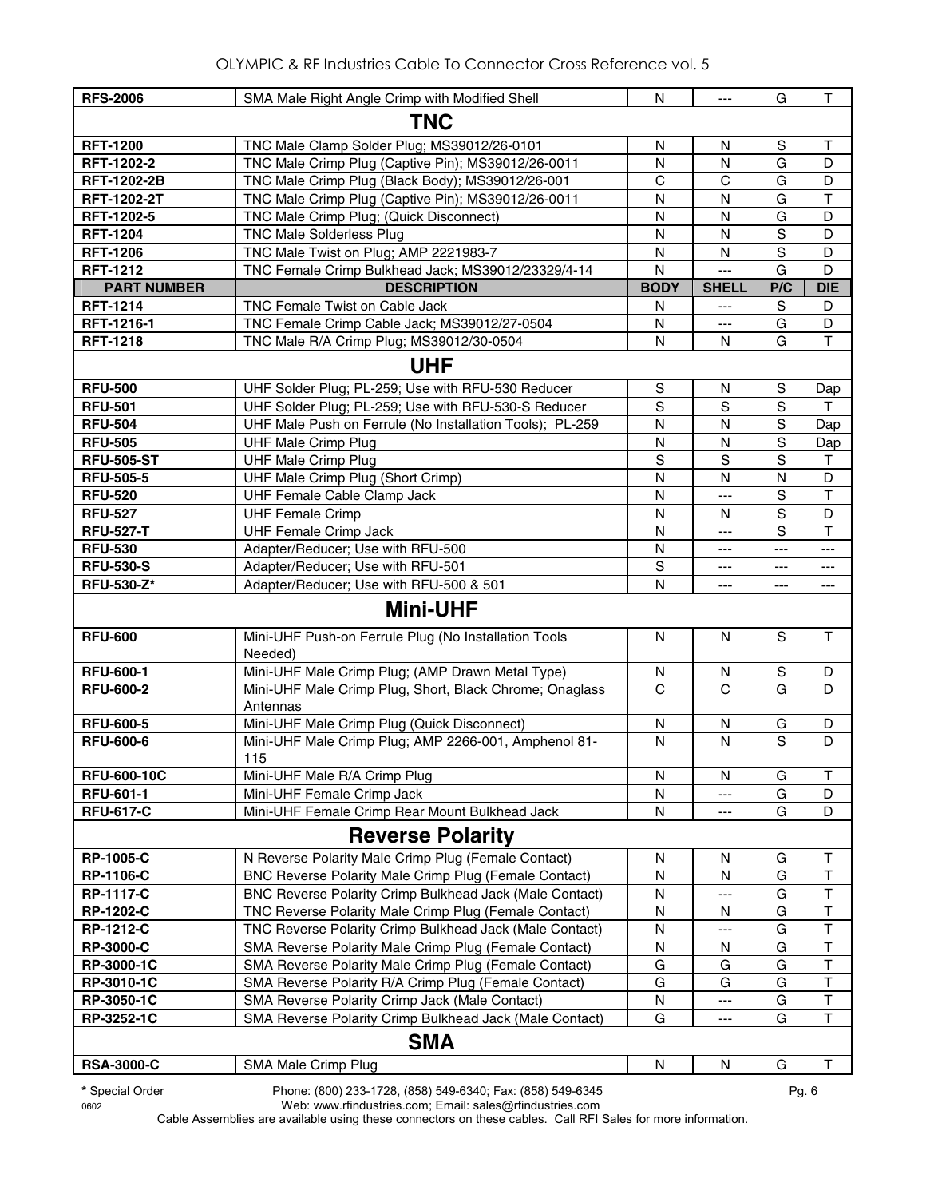| PART NUMBER | DESCRIPTION | BODY | SHELL | P/C | DIE |
|---|---|---|---|---|---|
| **RFS-2006** | SMA Male Right Angle Crimp with Modified Shell | N | --- | G | T |
| | **TNC** | | | | |
| **RFT-1200** | TNC Male Clamp Solder Plug; MS39012/26-0101 | N | N | S | T |
| **RFT-1202-2** | TNC Male Crimp Plug (Captive Pin); MS39012/26-0011 | N | N | G | D |
| **RFT-1202-2B** | TNC Male Crimp Plug (Black Body); MS39012/26-001 | C | C | G | D |
| **RFT-1202-2T** | TNC Male Crimp Plug (Captive Pin); MS39012/26-0011 | N | N | G | T |
| **RFT-1202-5** | TNC Male Crimp Plug; (Quick Disconnect) | N | N | G | D |
| **RFT-1204** | TNC Male Solderless Plug | N | N | S | D |
| **RFT-1206** | TNC Male Twist on Plug; AMP 2221983-7 | N | N | S | D |
| **RFT-1212** | TNC Female Crimp Bulkhead Jack; MS39012/23329/4-14 | N | --- | G | D |
| **RFT-1214** | TNC Female Twist on Cable Jack | N | --- | S | D |
| **RFT-1216-1** | TNC Female Crimp Cable Jack; MS39012/27-0504 | N | --- | G | D |
| **RFT-1218** | TNC Male R/A Crimp Plug; MS39012/30-0504 | N | N | G | T |
| | **UHF** | | | | |
| **RFU-500** | UHF Solder Plug; PL-259; Use with RFU-530 Reducer | S | N | S | Dap |
| **RFU-501** | UHF Solder Plug; PL-259; Use with RFU-530-S Reducer | S | S | S | T |
| **RFU-504** | UHF Male Push on Ferrule (No Installation Tools); PL-259 | N | N | S | Dap |
| **RFU-505** | UHF Male Crimp Plug | N | N | S | Dap |
| **RFU-505-ST** | UHF Male Crimp Plug | S | S | S | T |
| **RFU-505-5** | UHF Male Crimp Plug (Short Crimp) | N | N | N | D |
| **RFU-520** | UHF Female Cable Clamp Jack | N | --- | S | T |
| **RFU-527** | UHF Female Crimp | N | N | S | D |
| **RFU-527-T** | UHF Female Crimp Jack | N | --- | S | T |
| **RFU-530** | Adapter/Reducer; Use with RFU-500 | N | --- | --- | --- |
| **RFU-530-S** | Adapter/Reducer; Use with RFU-501 | S | --- | --- | --- |
| **RFU-530-Z*** | Adapter/Reducer; Use with RFU-500 & 501 | N | --- | --- | --- |
| | **Mini-UHF** | | | | |
| **RFU-600** | Mini-UHF Push-on Ferrule Plug (No Installation Tools Needed) | N | N | S | T |
| **RFU-600-1** | Mini-UHF Male Crimp Plug; (AMP Drawn Metal Type) | N | N | S | D |
| **RFU-600-2** | Mini-UHF Male Crimp Plug, Short, Black Chrome; Onaglass Antennas | C | C | G | D |
| **RFU-600-5** | Mini-UHF Male Crimp Plug (Quick Disconnect) | N | N | G | D |
| **RFU-600-6** | Mini-UHF Male Crimp Plug; AMP 2266-001, Amphenol 81-115 | N | N | S | D |
| **RFU-600-10C** | Mini-UHF Male R/A Crimp Plug | N | N | G | T |
| **RFU-601-1** | Mini-UHF Female Crimp Jack | N | --- | G | D |
| **RFU-617-C** | Mini-UHF Female Crimp Rear Mount Bulkhead Jack | N | --- | G | D |
| | **Reverse Polarity** | | | | |
| **RP-1005-C** | N Reverse Polarity Male Crimp Plug (Female Contact) | N | N | G | T |
| **RP-1106-C** | BNC Reverse Polarity Male Crimp Plug (Female Contact) | N | N | G | T |
| **RP-1117-C** | BNC Reverse Polarity Crimp Bulkhead Jack (Male Contact) | N | --- | G | T |
| **RP-1202-C** | TNC Reverse Polarity Male Crimp Plug (Female Contact) | N | N | G | T |
| **RP-1212-C** | TNC Reverse Polarity Crimp Bulkhead Jack (Male Contact) | N | --- | G | T |
| **RP-3000-C** | SMA Reverse Polarity Male Crimp Plug (Female Contact) | N | N | G | T |
| **RP-3000-1C** | SMA Reverse Polarity Male Crimp Plug (Female Contact) | G | G | G | T |
| **RP-3010-1C** | SMA Reverse Polarity R/A Crimp Plug (Female Contact) | G | G | G | T |
| **RP-3050-1C** | SMA Reverse Polarity Crimp Jack (Male Contact) | N | --- | G | T |
| **RP-3252-1C** | SMA Reverse Polarity Crimp Bulkhead Jack (Male Contact) | G | --- | G | T |
| | **SMA** | | | | |
| **RSA-3000-C** | SMA Male Crimp Plug | N | N | G | T |

**\*** Special Order

Phone: (800) 233-1728, (858) 549-6340; Fax: (858) 549-6345

Web: www.rfindustries.com; Email: sales@rfindustries.com

Cable Assemblies are available using these connectors on these cables. Call RFI Sales for more information.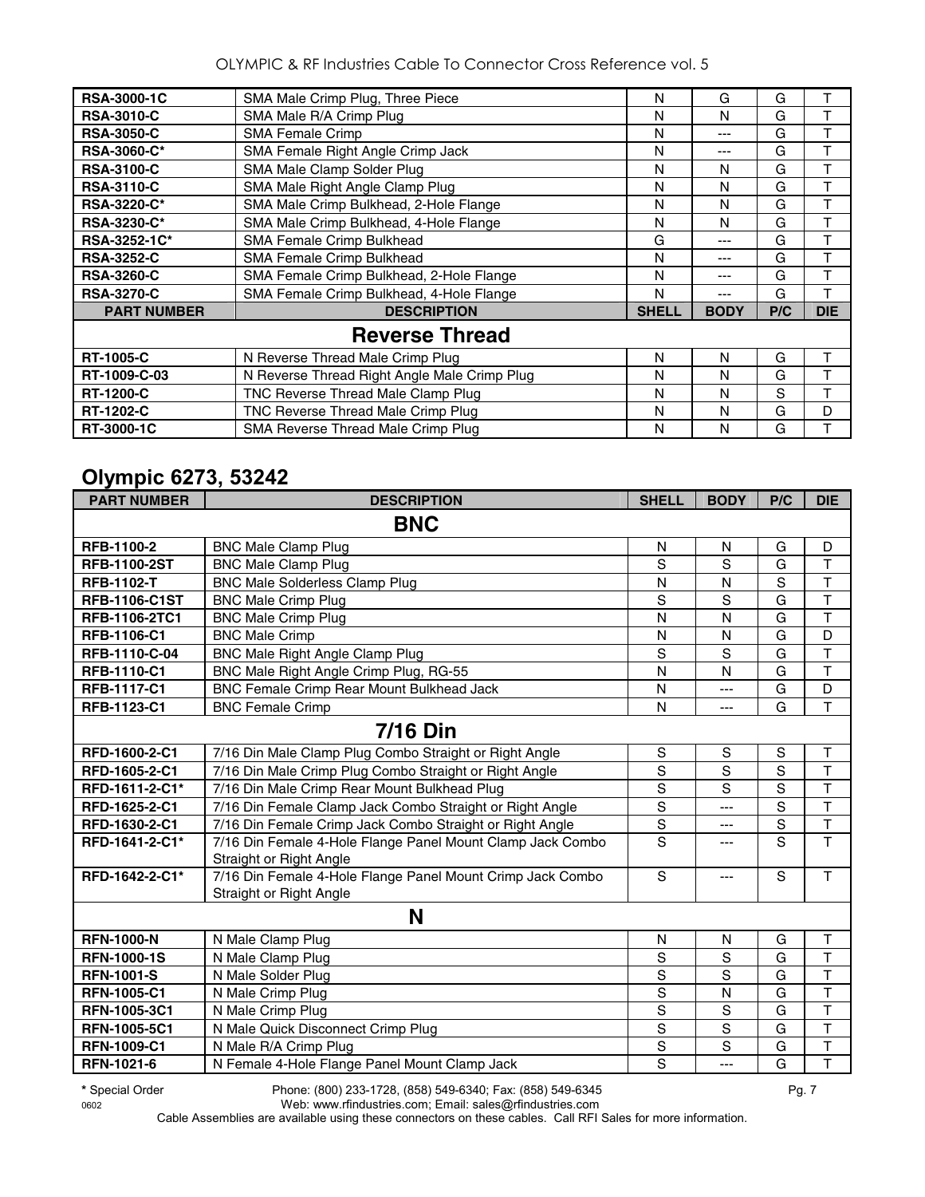| RSA-3000-1C | SMA Male Crimp Plug, Three Piece | N | G | G | T |
|---|---|---|---|---|---|
| RSA-3010-C | SMA Male R/A Crimp Plug | N | N | G | T |
| RSA-3050-C | SMA Female Crimp | N | --- | G | T |
| RSA-3060-C* | SMA Female Right Angle Crimp Jack | N | --- | G | T |
| RSA-3100-C | SMA Male Clamp Solder Plug | N | N | G | T |
| RSA-3110-C | SMA Male Right Angle Clamp Plug | N | N | G | T |
| RSA-3220-C* | SMA Male Crimp Bulkhead, 2-Hole Flange | N | N | G | T |
| RSA-3230-C* | SMA Male Crimp Bulkhead, 4-Hole Flange | N | N | G | T |
| RSA-3252-1C* | SMA Female Crimp Bulkhead | G | --- | G | T |
| RSA-3252-C | SMA Female Crimp Bulkhead | N | --- | G | T |
| RSA-3260-C | SMA Female Crimp Bulkhead, 2-Hole Flange | N | --- | G | T |
| RSA-3270-C | SMA Female Crimp Bulkhead, 4-Hole Flange | N | --- | G | T |
| **PART NUMBER** | **DESCRIPTION** | **SHELL** | **BODY** | **P/C** | **DIE** |
| | **Reverse Thread** | | | | |
| RT-1005-C | N Reverse Thread Male Crimp Plug | N | N | G | T |
| RT-1009-C-03 | N Reverse Thread Right Angle Male Crimp Plug | N | N | G | T |
| RT-1200-C | TNC Reverse Thread Male Clamp Plug | N | N | S | T |
| RT-1202-C | TNC Reverse Thread Male Crimp Plug | N | N | G | D |
| RT-3000-1C | SMA Reverse Thread Male Crimp Plug | N | N | G | T |

## Olympic 6273, 53242

| PART NUMBER | DESCRIPTION | SHELL | BODY | P/C | DIE |
|---|---|---|---|---|---|
| | **BNC** | | | | |
| RFB-1100-2 | BNC Male Clamp Plug | N | N | G | D |
| RFB-1100-2ST | BNC Male Clamp Plug | S | S | G | T |
| RFB-1102-T | BNC Male Solderless Clamp Plug | N | N | S | T |
| RFB-1106-C1ST | BNC Male Crimp Plug | S | S | G | T |
| RFB-1106-2TC1 | BNC Male Crimp Plug | N | N | G | T |
| RFB-1106-C1 | BNC Male Crimp | N | N | G | D |
| RFB-1110-C-04 | BNC Male Right Angle Clamp Plug | S | S | G | T |
| RFB-1110-C1 | BNC Male Right Angle Crimp Plug, RG-55 | N | N | G | T |
| RFB-1117-C1 | BNC Female Crimp Rear Mount Bulkhead Jack | N | --- | G | D |
| RFB-1123-C1 | BNC Female Crimp | N | --- | G | T |
| | **7/16 Din** | | | | |
| RFD-1600-2-C1 | 7/16 Din Male Clamp Plug Combo Straight or Right Angle | S | S | S | T |
| RFD-1605-2-C1 | 7/16 Din Male Crimp Plug Combo Straight or Right Angle | S | S | S | T |
| RFD-1611-2-C1* | 7/16 Din Male Crimp Rear Mount Bulkhead Plug | S | S | S | T |
| RFD-1625-2-C1 | 7/16 Din Female Clamp Jack Combo Straight or Right Angle | S | --- | S | T |
| RFD-1630-2-C1 | 7/16 Din Female Crimp Jack Combo Straight or Right Angle | S | --- | S | T |
| RFD-1641-2-C1* | 7/16 Din Female 4-Hole Flange Panel Mount Clamp Jack Combo Straight or Right Angle | S | --- | S | T |
| RFD-1642-2-C1* | 7/16 Din Female 4-Hole Flange Panel Mount Crimp Jack Combo Straight or Right Angle | S | --- | S | T |
| | **N** | | | | |
| RFN-1000-N | N Male Clamp Plug | N | N | G | T |
| RFN-1000-1S | N Male Clamp Plug | S | S | G | T |
| RFN-1001-S | N Male Solder Plug | S | S | G | T |
| RFN-1005-C1 | N Male Crimp Plug | S | N | G | T |
| RFN-1005-3C1 | N Male Crimp Plug | S | S | G | T |
| RFN-1005-5C1 | N Male Quick Disconnect Crimp Plug | S | S | G | T |
| RFN-1009-C1 | N Male R/A Crimp Plug | S | S | G | T |
| RFN-1021-6 | N Female 4-Hole Flange Panel Mount Clamp Jack | S | --- | G | T |

\* Special Order

Phone: (800) 233-1728, (858) 549-6340; Fax: (858) 549-6345
Web: www.rfindustries.com; Email: sales@rfindustries.com

Cable Assemblies are available using these connectors on these cables. Call RFI Sales for more information.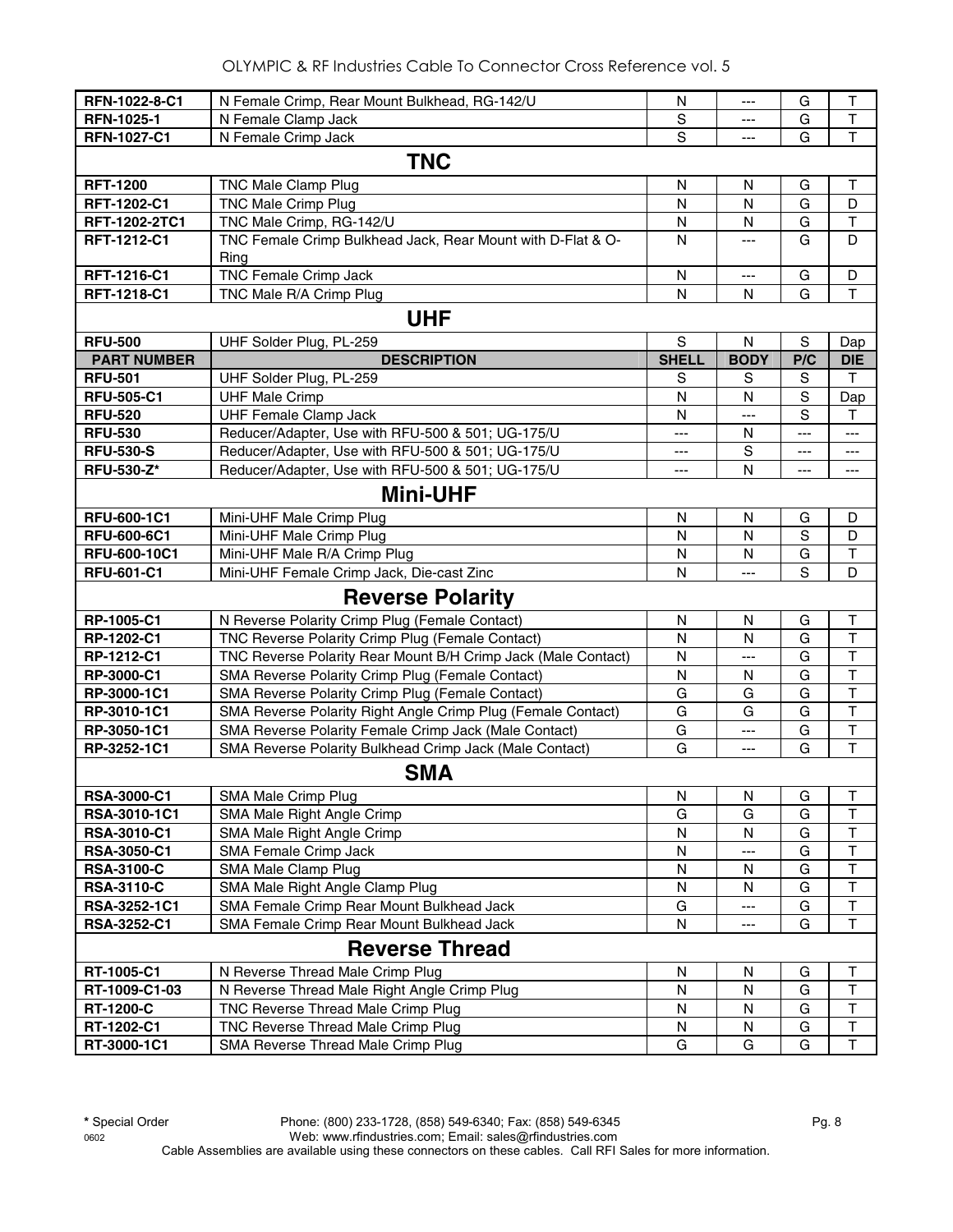| RFN-1022-8-C1 | N Female Crimp, Rear Mount Bulkhead, RG-142/U | N | --- | G | T |
|---|---|---|---|---|---|
| RFN-1025-1 | N Female Clamp Jack | S | --- | G | T |
| RFN-1027-C1 | N Female Crimp Jack | S | --- | G | T |
| **TNC** | | | | | |
| RFT-1200 | TNC Male Clamp Plug | N | N | G | T |
| RFT-1202-C1 | TNC Male Crimp Plug | N | N | G | D |
| RFT-1202-2TC1 | TNC Male Crimp, RG-142/U | N | N | G | T |
| RFT-1212-C1 | TNC Female Crimp Bulkhead Jack, Rear Mount with D-Flat & O-Ring | N | --- | G | D |
| RFT-1216-C1 | TNC Female Crimp Jack | N | --- | G | D |
| RFT-1218-C1 | TNC Male R/A Crimp Plug | N | N | G | T |
| **UHF** | | | | | |
| RFU-500 | UHF Solder Plug, PL-259 | S | N | S | Dap |
| **PART NUMBER** | **DESCRIPTION** | **SHELL** | **BODY** | **P/C** | **DIE** |
| RFU-501 | UHF Solder Plug, PL-259 | S | S | S | T |
| RFU-505-C1 | UHF Male Crimp | N | N | S | Dap |
| RFU-520 | UHF Female Clamp Jack | N | --- | S | T |
| RFU-530 | Reducer/Adapter, Use with RFU-500 & 501; UG-175/U | --- | N | --- | --- |
| RFU-530-S | Reducer/Adapter, Use with RFU-500 & 501; UG-175/U | --- | S | --- | --- |
| RFU-530-Z* | Reducer/Adapter, Use with RFU-500 & 501; UG-175/U | --- | N | --- | --- |
| **Mini-UHF** | | | | | |
| RFU-600-1C1 | Mini-UHF Male Crimp Plug | N | N | G | D |
| RFU-600-6C1 | Mini-UHF Male Crimp Plug | N | N | S | D |
| RFU-600-10C1 | Mini-UHF Male R/A Crimp Plug | N | N | G | T |
| RFU-601-C1 | Mini-UHF Female Crimp Jack, Die-cast Zinc | N | --- | S | D |
| **Reverse Polarity** | | | | | |
| RP-1005-C1 | N Reverse Polarity Crimp Plug (Female Contact) | N | N | G | T |
| RP-1202-C1 | TNC Reverse Polarity Crimp Plug (Female Contact) | N | N | G | T |
| RP-1212-C1 | TNC Reverse Polarity Rear Mount B/H Crimp Jack (Male Contact) | N | --- | G | T |
| RP-3000-C1 | SMA Reverse Polarity Crimp Plug (Female Contact) | N | N | G | T |
| RP-3000-1C1 | SMA Reverse Polarity Crimp Plug (Female Contact) | G | G | G | T |
| RP-3010-1C1 | SMA Reverse Polarity Right Angle Crimp Plug (Female Contact) | G | G | G | T |
| RP-3050-1C1 | SMA Reverse Polarity Female Crimp Jack (Male Contact) | G | --- | G | T |
| RP-3252-1C1 | SMA Reverse Polarity Bulkhead Crimp Jack (Male Contact) | G | --- | G | T |
| **SMA** | | | | | |
| RSA-3000-C1 | SMA Male Crimp Plug | N | N | G | T |
| RSA-3010-1C1 | SMA Male Right Angle Crimp | G | G | G | T |
| RSA-3010-C1 | SMA Male Right Angle Crimp | N | N | G | T |
| RSA-3050-C1 | SMA Female Crimp Jack | N | --- | G | T |
| RSA-3100-C | SMA Male Clamp Plug | N | N | G | T |
| RSA-3110-C | SMA Male Right Angle Clamp Plug | N | N | G | T |
| RSA-3252-1C1 | SMA Female Crimp Rear Mount Bulkhead Jack | G | --- | G | T |
| RSA-3252-C1 | SMA Female Crimp Rear Mount Bulkhead Jack | N | --- | G | T |
| **Reverse Thread** | | | | | |
| RT-1005-C1 | N Reverse Thread Male Crimp Plug | N | N | G | T |
| RT-1009-C1-03 | N Reverse Thread Male Right Angle Crimp Plug | N | N | G | T |
| RT-1200-C | TNC Reverse Thread Male Crimp Plug | N | N | G | T |
| RT-1202-C1 | TNC Reverse Thread Male Crimp Plug | N | N | G | T |
| RT-3000-1C1 | SMA Reverse Thread Male Crimp Plug | G | G | G | T |

**\*** Special Order

Phone: (800) 233-1728, (858) 549-6340; Fax: (858) 549-6345

Web: www.rfindustries.com; Email: sales@rfindustries.com

Cable Assemblies are available using these connectors on these cables. Call RFI Sales for more information.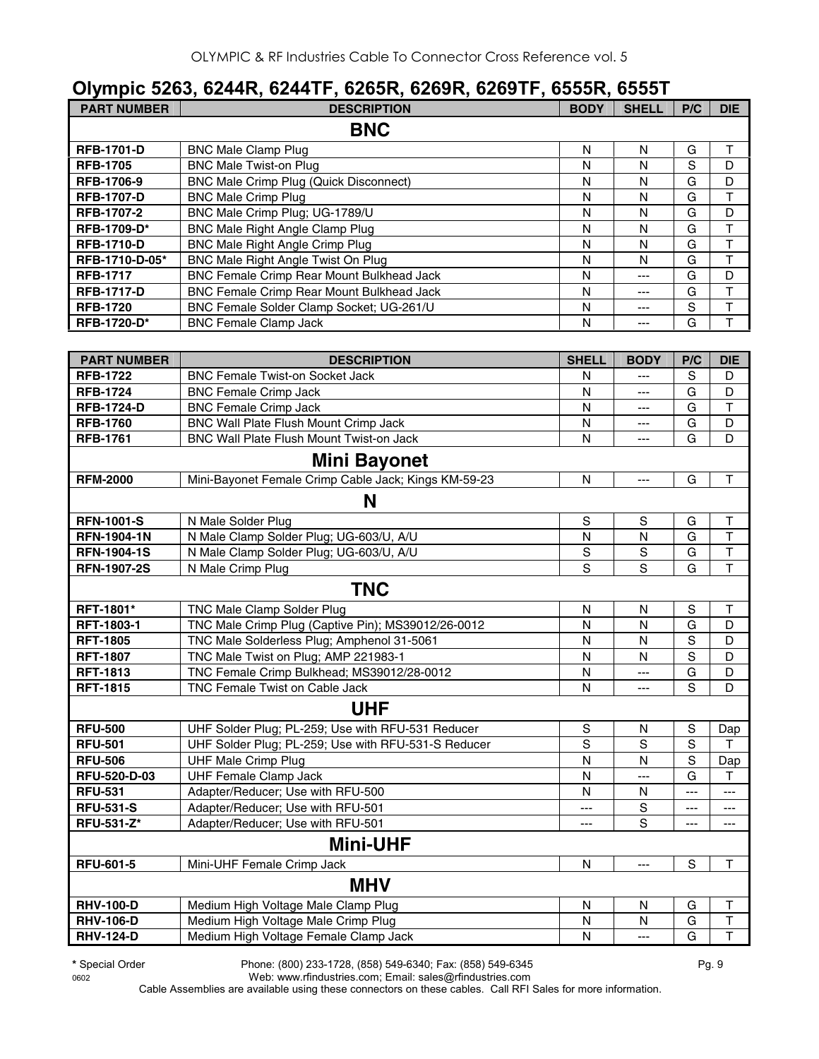## Olympic 5263, 6244R, 6244TF, 6265R, 6269R, 6269TF, 6555R, 6555T

| PART NUMBER | DESCRIPTION | BODY | SHELL | P/C | DIE |
|---|---|---|---|---|---|
| **BNC** | | | | | |
| **RFB-1701-D** | BNC Male Clamp Plug | N | N | G | T |
| **RFB-1705** | BNC Male Twist-on Plug | N | N | S | D |
| **RFB-1706-9** | BNC Male Crimp Plug (Quick Disconnect) | N | N | G | D |
| **RFB-1707-D** | BNC Male Crimp Plug | N | N | G | T |
| **RFB-1707-2** | BNC Male Crimp Plug; UG-1789/U | N | N | G | D |
| **RFB-1709-D*** | BNC Male Right Angle Clamp Plug | N | N | G | T |
| **RFB-1710-D** | BNC Male Right Angle Crimp Plug | N | N | G | T |
| **RFB-1710-D-05*** | BNC Male Right Angle Twist On Plug | N | N | G | T |
| **RFB-1717** | BNC Female Crimp Rear Mount Bulkhead Jack | N | --- | G | D |
| **RFB-1717-D** | BNC Female Crimp Rear Mount Bulkhead Jack | N | --- | G | T |
| **RFB-1720** | BNC Female Solder Clamp Socket; UG-261/U | N | --- | S | T |
| **RFB-1720-D*** | BNC Female Clamp Jack | N | --- | G | T |

| PART NUMBER | DESCRIPTION | SHELL | BODY | P/C | DIE |
|---|---|---|---|---|---|
| **RFB-1722** | BNC Female Twist-on Socket Jack | N | --- | S | D |
| **RFB-1724** | BNC Female Crimp Jack | N | --- | G | D |
| **RFB-1724-D** | BNC Female Crimp Jack | N | --- | G | T |
| **RFB-1760** | BNC Wall Plate Flush Mount Crimp Jack | N | --- | G | D |
| **RFB-1761** | BNC Wall Plate Flush Mount Twist-on Jack | N | --- | G | D |
| **Mini Bayonet** | | | | | |
| **RFM-2000** | Mini-Bayonet Female Crimp Cable Jack; Kings KM-59-23 | N | --- | G | T |
| **N** | | | | | |
| **RFN-1001-S** | N Male Solder Plug | S | S | G | T |
| **RFN-1904-1N** | N Male Clamp Solder Plug; UG-603/U, A/U | N | N | G | T |
| **RFN-1904-1S** | N Male Clamp Solder Plug; UG-603/U, A/U | S | S | G | T |
| **RFN-1907-2S** | N Male Crimp Plug | S | S | G | T |
| **TNC** | | | | | |
| **RFT-1801*** | TNC Male Clamp Solder Plug | N | N | S | T |
| **RFT-1803-1** | TNC Male Crimp Plug (Captive Pin); MS39012/26-0012 | N | N | G | D |
| **RFT-1805** | TNC Male Solderless Plug; Amphenol 31-5061 | N | N | S | D |
| **RFT-1807** | TNC Male Twist on Plug; AMP 221983-1 | N | N | S | D |
| **RFT-1813** | TNC Female Crimp Bulkhead; MS39012/28-0012 | N | --- | G | D |
| **RFT-1815** | TNC Female Twist on Cable Jack | N | --- | S | D |
| **UHF** | | | | | |
| **RFU-500** | UHF Solder Plug; PL-259; Use with RFU-531 Reducer | S | N | S | Dap |
| **RFU-501** | UHF Solder Plug; PL-259; Use with RFU-531-S Reducer | S | S | S | T |
| **RFU-506** | UHF Male Crimp Plug | N | N | S | Dap |
| **RFU-520-D-03** | UHF Female Clamp Jack | N | --- | G | T |
| **RFU-531** | Adapter/Reducer; Use with RFU-500 | N | N | --- | --- |
| **RFU-531-S** | Adapter/Reducer; Use with RFU-501 | --- | S | --- | --- |
| **RFU-531-Z*** | Adapter/Reducer; Use with RFU-501 | --- | S | --- | --- |
| **Mini-UHF** | | | | | |
| **RFU-601-5** | Mini-UHF Female Crimp Jack | N | --- | S | T |
| **MHV** | | | | | |
| **RHV-100-D** | Medium High Voltage Male Clamp Plug | N | N | G | T |
| **RHV-106-D** | Medium High Voltage Male Crimp Plug | N | N | G | T |
| **RHV-124-D** | Medium High Voltage Female Clamp Jack | N | --- | G | T |

* Special Order

Phone: (800) 233-1728, (858) 549-6340; Fax: (858) 549-6345
Web: www.rfindustries.com; Email: sales@rfindustries.com

Cable Assemblies are available using these connectors on these cables. Call RFI Sales for more information.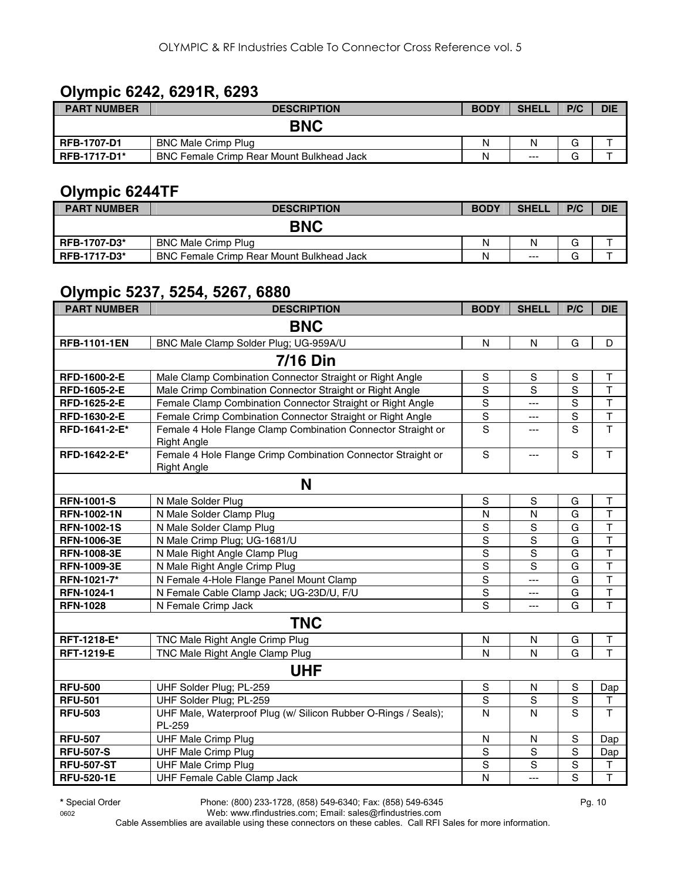## Olympic 6242, 6291R, 6293

| PART NUMBER | DESCRIPTION | BODY | SHELL | P/C | DIE |
|---|---|---|---|---|---|
| | **BNC** | | | | |
| **RFB-1707-D1** | BNC Male Crimp Plug | N | N | G | T |
| **RFB-1717-D1*** | BNC Female Crimp Rear Mount Bulkhead Jack | N | --- | G | T |

## Olympic 6244TF

| PART NUMBER | DESCRIPTION | BODY | SHELL | P/C | DIE |
|---|---|---|---|---|---|
| | **BNC** | | | | |
| **RFB-1707-D3*** | BNC Male Crimp Plug | N | N | G | T |
| **RFB-1717-D3*** | BNC Female Crimp Rear Mount Bulkhead Jack | N | --- | G | T |

## Olympic 5237, 5254, 5267, 6880

| PART NUMBER | DESCRIPTION | BODY | SHELL | P/C | DIE |
|---|---|---|---|---|---|
| | **BNC** | | | | |
| **RFB-1101-1EN** | BNC Male Clamp Solder Plug; UG-959A/U | N | N | G | D |
| | **7/16 Din** | | | | |
| **RFD-1600-2-E** | Male Clamp Combination Connector Straight or Right Angle | S | S | S | T |
| **RFD-1605-2-E** | Male Crimp Combination Connector Straight or Right Angle | S | S | S | T |
| **RFD-1625-2-E** | Female Clamp Combination Connector Straight or Right Angle | S | --- | S | T |
| **RFD-1630-2-E** | Female Crimp Combination Connector Straight or Right Angle | S | --- | S | T |
| **RFD-1641-2-E*** | Female 4 Hole Flange Clamp Combination Connector Straight or Right Angle | S | --- | S | T |
| **RFD-1642-2-E*** | Female 4 Hole Flange Crimp Combination Connector Straight or Right Angle | S | --- | S | T |
| | **N** | | | | |
| **RFN-1001-S** | N Male Solder Plug | S | S | G | T |
| **RFN-1002-1N** | N Male Solder Clamp Plug | N | N | G | T |
| **RFN-1002-1S** | N Male Solder Clamp Plug | S | S | G | T |
| **RFN-1006-3E** | N Male Crimp Plug; UG-1681/U | S | S | G | T |
| **RFN-1008-3E** | N Male Right Angle Clamp Plug | S | S | G | T |
| **RFN-1009-3E** | N Male Right Angle Crimp Plug | S | S | G | T |
| **RFN-1021-7*** | N Female 4-Hole Flange Panel Mount Clamp | S | --- | G | T |
| **RFN-1024-1** | N Female Cable Clamp Jack; UG-23D/U, F/U | S | --- | G | T |
| **RFN-1028** | N Female Crimp Jack | S | --- | G | T |
| | **TNC** | | | | |
| **RFT-1218-E*** | TNC Male Right Angle Crimp Plug | N | N | G | T |
| **RFT-1219-E** | TNC Male Right Angle Clamp Plug | N | N | G | T |
| | **UHF** | | | | |
| **RFU-500** | UHF Solder Plug; PL-259 | S | N | S | Dap |
| **RFU-501** | UHF Solder Plug; PL-259 | S | S | S | T |
| **RFU-503** | UHF Male, Waterproof Plug (w/ Silicon Rubber O-Rings / Seals); PL-259 | N | N | S | T |
| **RFU-507** | UHF Male Crimp Plug | N | N | S | Dap |
| **RFU-507-S** | UHF Male Crimp Plug | S | S | S | Dap |
| **RFU-507-ST** | UHF Male Crimp Plug | S | S | S | T |
| **RFU-520-1E** | UHF Female Cable Clamp Jack | N | --- | S | T |

**\*** Special Order

Phone: (800) 233-1728, (858) 549-6340; Fax: (858) 549-6345

Web: www.rfindustries.com; Email: sales@rfindustries.com

Cable Assemblies are available using these connectors on these cables. Call RFI Sales for more information.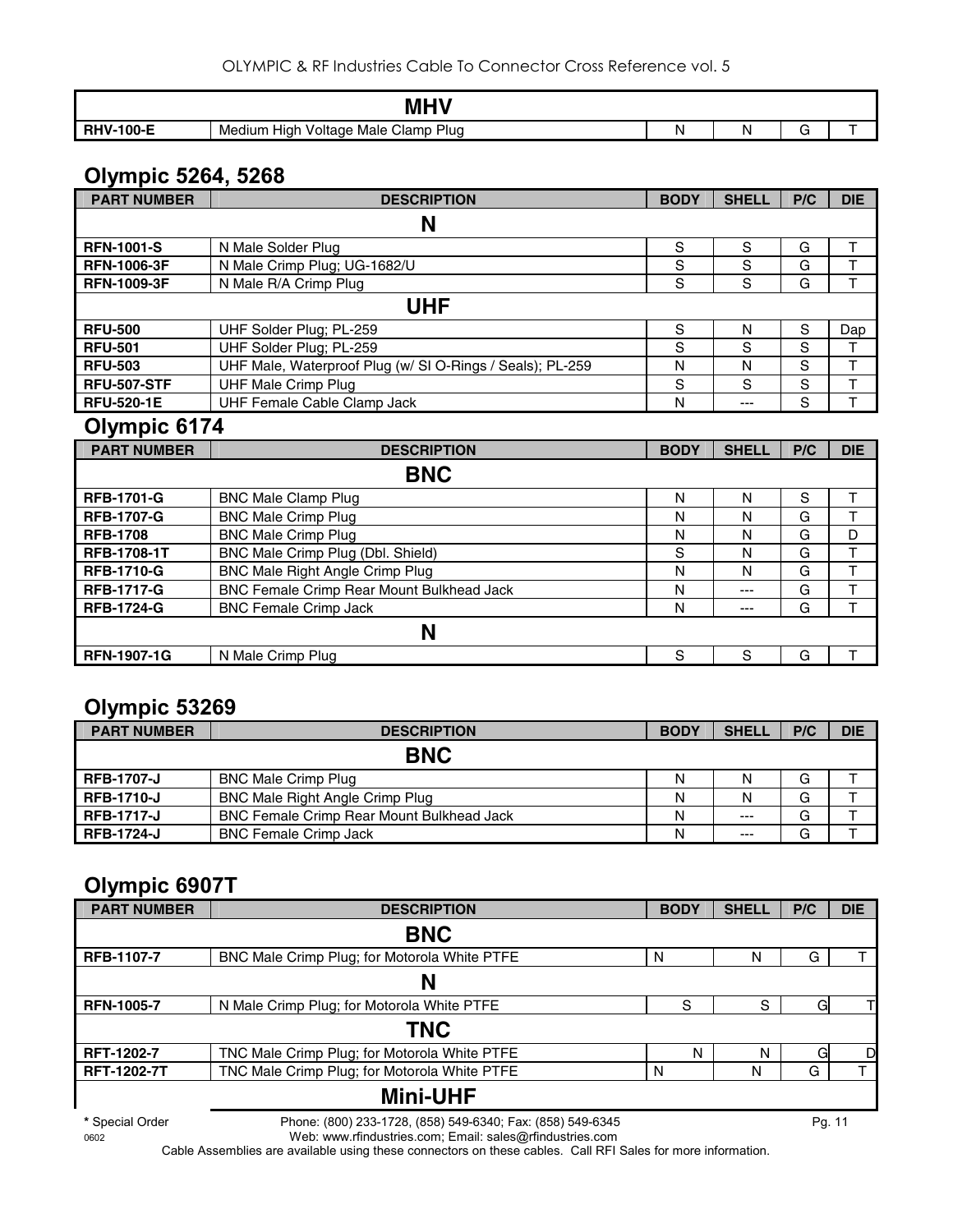| MHV | | | | | |
|---|---|---|---|---|---|
| **RHV-100-E** | Medium High Voltage Male Clamp Plug | N | N | G | T |

## Olympic 5264, 5268

| PART NUMBER | DESCRIPTION | BODY | SHELL | P/C | DIE |
|---|---|---|---|---|---|
| | **N** | | | | |
| **RFN-1001-S** | N Male Solder Plug | S | S | G | T |
| **RFN-1006-3F** | N Male Crimp Plug; UG-1682/U | S | S | G | T |
| **RFN-1009-3F** | N Male R/A Crimp Plug | S | S | G | T |
| | **UHF** | | | | |
| **RFU-500** | UHF Solder Plug; PL-259 | S | N | S | Dap |
| **RFU-501** | UHF Solder Plug; PL-259 | S | S | S | T |
| **RFU-503** | UHF Male, Waterproof Plug (w/ SI O-Rings / Seals); PL-259 | N | N | S | T |
| **RFU-507-STF** | UHF Male Crimp Plug | S | S | S | T |
| **RFU-520-1E** | UHF Female Cable Clamp Jack | N | --- | S | T |

## Olympic 6174

| PART NUMBER | DESCRIPTION | BODY | SHELL | P/C | DIE |
|---|---|---|---|---|---|
| | **BNC** | | | | |
| **RFB-1701-G** | BNC Male Clamp Plug | N | N | S | T |
| **RFB-1707-G** | BNC Male Crimp Plug | N | N | G | T |
| **RFB-1708** | BNC Male Crimp Plug | N | N | G | D |
| **RFB-1708-1T** | BNC Male Crimp Plug (Dbl. Shield) | S | N | G | T |
| **RFB-1710-G** | BNC Male Right Angle Crimp Plug | N | N | G | T |
| **RFB-1717-G** | BNC Female Crimp Rear Mount Bulkhead Jack | N | --- | G | T |
| **RFB-1724-G** | BNC Female Crimp Jack | N | --- | G | T |
| | **N** | | | | |
| **RFN-1907-1G** | N Male Crimp Plug | S | S | G | T |

## Olympic 53269

| PART NUMBER | DESCRIPTION | BODY | SHELL | P/C | DIE |
|---|---|---|---|---|---|
| | **BNC** | | | | |
| **RFB-1707-J** | BNC Male Crimp Plug | N | N | G | T |
| **RFB-1710-J** | BNC Male Right Angle Crimp Plug | N | N | G | T |
| **RFB-1717-J** | BNC Female Crimp Rear Mount Bulkhead Jack | N | --- | G | T |
| **RFB-1724-J** | BNC Female Crimp Jack | N | --- | G | T |

## Olympic 6907T

| PART NUMBER | DESCRIPTION | BODY | SHELL | P/C | DIE |
|---|---|---|---|---|---|
| | **BNC** | | | | |
| **RFB-1107-7** | BNC Male Crimp Plug; for Motorola White PTFE | N | N | G | T |
| | **N** | | | | |
| **RFN-1005-7** | N Male Crimp Plug; for Motorola White PTFE | S | S | G | T |
| | **TNC** | | | | |
| **RFT-1202-7** | TNC Male Crimp Plug; for Motorola White PTFE | N | N | G | D |
| **RFT-1202-7T** | TNC Male Crimp Plug; for Motorola White PTFE | N | N | G | T |
| | **Mini-UHF** | | | | |

\* Special Order

Phone: (800) 233-1728, (858) 549-6340; Fax: (858) 549-6345
Web: www.rfindustries.com; Email: sales@rfindustries.com

Cable Assemblies are available using these connectors on these cables. Call RFI Sales for more information.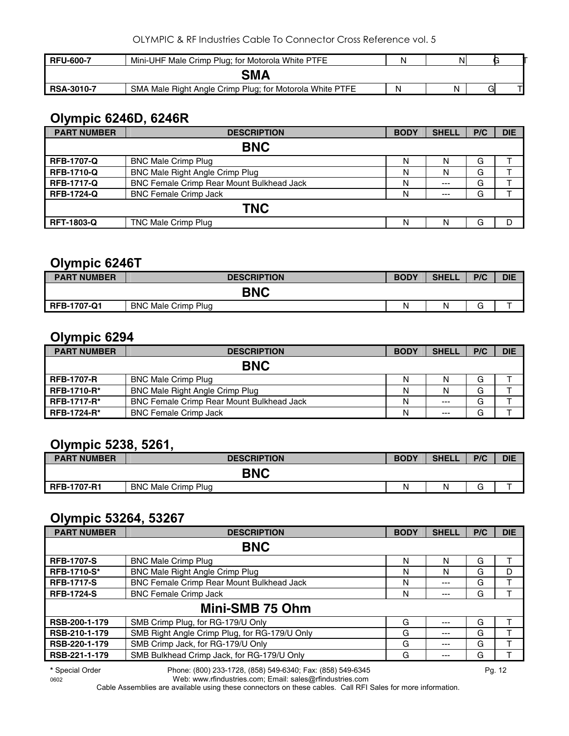| | | | | | |
|---|---|---|---|---|---|
| **RFU-600-7** | Mini-UHF Male Crimp Plug; for Motorola White PTFE | N | N | G | T |
| **SMA** | | | | | |
| **RSA-3010-7** | SMA Male Right Angle Crimp Plug; for Motorola White PTFE | N | N | G | T |

## Olympic 6246D, 6246R

| PART NUMBER | DESCRIPTION | BODY | SHELL | P/C | DIE |
|---|---|---|---|---|---|
| **BNC** | | | | | |
| **RFB-1707-Q** | BNC Male Crimp Plug | N | N | G | T |
| **RFB-1710-Q** | BNC Male Right Angle Crimp Plug | N | N | G | T |
| **RFB-1717-Q** | BNC Female Crimp Rear Mount Bulkhead Jack | N | --- | G | T |
| **RFB-1724-Q** | BNC Female Crimp Jack | N | --- | G | T |
| **TNC** | | | | | |
| **RFT-1803-Q** | TNC Male Crimp Plug | N | N | G | D |

## Olympic 6246T

| PART NUMBER | DESCRIPTION | BODY | SHELL | P/C | DIE |
|---|---|---|---|---|---|
| **BNC** | | | | | |
| **RFB-1707-Q1** | BNC Male Crimp Plug | N | N | G | T |

## Olympic 6294

| PART NUMBER | DESCRIPTION | BODY | SHELL | P/C | DIE |
|---|---|---|---|---|---|
| **BNC** | | | | | |
| **RFB-1707-R** | BNC Male Crimp Plug | N | N | G | T |
| **RFB-1710-R*** | BNC Male Right Angle Crimp Plug | N | N | G | T |
| **RFB-1717-R*** | BNC Female Crimp Rear Mount Bulkhead Jack | N | --- | G | T |
| **RFB-1724-R*** | BNC Female Crimp Jack | N | --- | G | T |

## Olympic 5238, 5261,

| PART NUMBER | DESCRIPTION | BODY | SHELL | P/C | DIE |
|---|---|---|---|---|---|
| **BNC** | | | | | |
| **RFB-1707-R1** | BNC Male Crimp Plug | N | N | G | T |

## Olympic 53264, 53267

| PART NUMBER | DESCRIPTION | BODY | SHELL | P/C | DIE |
|---|---|---|---|---|---|
| **BNC** | | | | | |
| **RFB-1707-S** | BNC Male Crimp Plug | N | N | G | T |
| **RFB-1710-S*** | BNC Male Right Angle Crimp Plug | N | N | G | D |
| **RFB-1717-S** | BNC Female Crimp Rear Mount Bulkhead Jack | N | --- | G | T |
| **RFB-1724-S** | BNC Female Crimp Jack | N | --- | G | T |
| **Mini-SMB 75 Ohm** | | | | | |
| **RSB-200-1-179** | SMB Crimp Plug, for RG-179/U Only | G | --- | G | T |
| **RSB-210-1-179** | SMB Right Angle Crimp Plug, for RG-179/U Only | G | --- | G | T |
| **RSB-220-1-179** | SMB Crimp Jack, for RG-179/U Only | G | --- | G | T |
| **RSB-221-1-179** | SMB Bulkhead Crimp Jack, for RG-179/U Only | G | --- | G | T |

**\*** Special Order

Phone: (800) 233-1728, (858) 549-6340; Fax: (858) 549-6345
Web: www.rfindustries.com; Email: sales@rfindustries.com

Cable Assemblies are available using these connectors on these cables. Call RFI Sales for more information.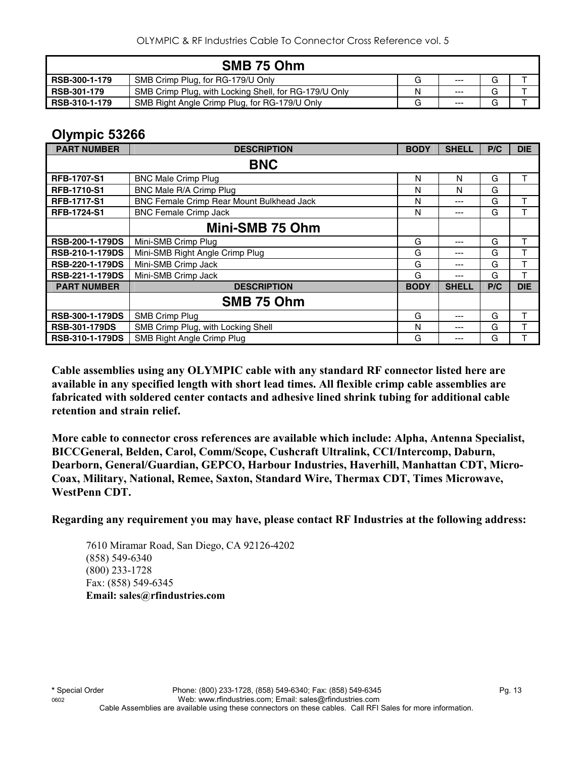| | SMB 75 Ohm | | | | |
|---|---|---|---|---|---|
| RSB-300-1-179 | SMB Crimp Plug, for RG-179/U Only | G | --- | G | T |
| RSB-301-179 | SMB Crimp Plug, with Locking Shell, for RG-179/U Only | N | --- | G | T |
| RSB-310-1-179 | SMB Right Angle Crimp Plug, for RG-179/U Only | G | --- | G | T |

## Olympic 53266

| PART NUMBER | DESCRIPTION | BODY | SHELL | P/C | DIE |
|---|---|---|---|---|---|
| | **BNC** | | | | |
| RFB-1707-S1 | BNC Male Crimp Plug | N | N | G | T |
| RFB-1710-S1 | BNC Male R/A Crimp Plug | N | N | G | |
| RFB-1717-S1 | BNC Female Crimp Rear Mount Bulkhead Jack | N | --- | G | T |
| RFB-1724-S1 | BNC Female Crimp Jack | N | --- | G | T |
| | **Mini-SMB 75 Ohm** | | | | |
| RSB-200-1-179DS | Mini-SMB Crimp Plug | G | --- | G | T |
| RSB-210-1-179DS | Mini-SMB Right Angle Crimp Plug | G | --- | G | T |
| RSB-220-1-179DS | Mini-SMB Crimp Jack | G | --- | G | T |
| RSB-221-1-179DS | Mini-SMB Crimp Jack | G | --- | G | T |
| PART NUMBER | DESCRIPTION | BODY | SHELL | P/C | DIE |
| | **SMB 75 Ohm** | | | | |
| RSB-300-1-179DS | SMB Crimp Plug | G | --- | G | T |
| RSB-301-179DS | SMB Crimp Plug, with Locking Shell | N | --- | G | T |
| RSB-310-1-179DS | SMB Right Angle Crimp Plug | G | --- | G | T |

**Cable assemblies using any OLYMPIC cable with any standard RF connector listed here are available in any specified length with short lead times. All flexible crimp cable assemblies are fabricated with soldered center contacts and adhesive lined shrink tubing for additional cable retention and strain relief.**

**More cable to connector cross references are available which include: Alpha, Antenna Specialist, BICCGeneral, Belden, Carol, Comm/Scope, Cushcraft Ultralink, CCI/Intercomp, Daburn, Dearborn, General/Guardian, GEPCO, Harbour Industries, Haverhill, Manhattan CDT, Micro-Coax, Military, National, Remee, Saxton, Standard Wire, Thermax CDT, Times Microwave, WestPenn CDT.**

**Regarding any requirement you may have, please contact RF Industries at the following address:**

7610 Miramar Road, San Diego, CA 92126-4202
(858) 549-6340
(800) 233-1728
Fax: (858) 549-6345
**Email: sales@rfindustries.com**

* Special Order

Cable Assemblies are available using these connectors on these cables. Call RFI Sales for more information.